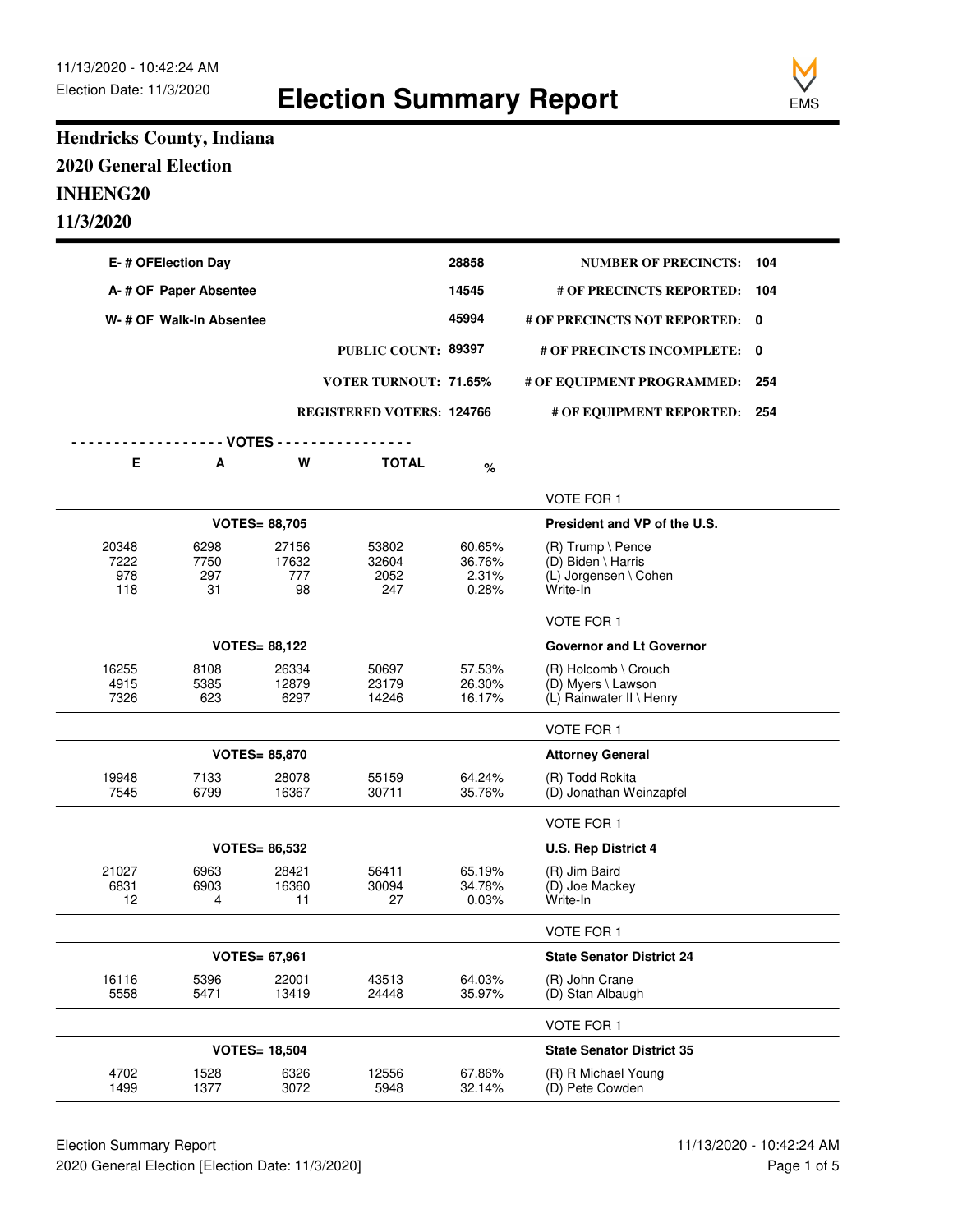11/13/2020 - 10:42:24 AM
Election Date: 11/3/2020

# Election Summary Report

EMS

## Hendricks County, Indiana
## 2020 General Election
## INHENG20
## 11/3/2020

| | | | |
|---|---|---|---|
| E- # OFElection Day | 28858 | NUMBER OF PRECINCTS: | 104 |
| A- # OF Paper Absentee | 14545 | # OF PRECINCTS REPORTED: | 104 |
| W- # OF Walk-In Absentee | 45994 | # OF PRECINCTS NOT REPORTED: | 0 |
| PUBLIC COUNT: | 89397 | # OF PRECINCTS INCOMPLETE: | 0 |
| VOTER TURNOUT: | 71.65% | # OF EQUIPMENT PROGRAMMED: | 254 |
| REGISTERED VOTERS: | 124766 | # OF EQUIPMENT REPORTED: | 254 |

| E | A | W | TOTAL | % | |
|---|---|---|---|---|---|
| | | | | | VOTE FOR 1 |
| | VOTES= 88,705 | | | | **President and VP of the U.S.** |
| 20348 | 6298 | 27156 | 53802 | 60.65% | (R) Trump \ Pence |
| 7222 | 7750 | 17632 | 32604 | 36.76% | (D) Biden \ Harris |
| 978 | 297 | 777 | 2052 | 2.31% | (L) Jorgensen \ Cohen |
| 118 | 31 | 98 | 247 | 0.28% | Write-In |
| | | | | | VOTE FOR 1 |
| | VOTES= 88,122 | | | | **Governor and Lt Governor** |
| 16255 | 8108 | 26334 | 50697 | 57.53% | (R) Holcomb \ Crouch |
| 4915 | 5385 | 12879 | 23179 | 26.30% | (D) Myers \ Lawson |
| 7326 | 623 | 6297 | 14246 | 16.17% | (L) Rainwater II \ Henry |
| | | | | | VOTE FOR 1 |
| | VOTES= 85,870 | | | | **Attorney General** |
| 19948 | 7133 | 28078 | 55159 | 64.24% | (R) Todd Rokita |
| 7545 | 6799 | 16367 | 30711 | 35.76% | (D) Jonathan Weinzapfel |
| | | | | | VOTE FOR 1 |
| | VOTES= 86,532 | | | | **U.S. Rep District 4** |
| 21027 | 6963 | 28421 | 56411 | 65.19% | (R) Jim Baird |
| 6831 | 6903 | 16360 | 30094 | 34.78% | (D) Joe Mackey |
| 12 | 4 | 11 | 27 | 0.03% | Write-In |
| | | | | | VOTE FOR 1 |
| | VOTES= 67,961 | | | | **State Senator District 24** |
| 16116 | 5396 | 22001 | 43513 | 64.03% | (R) John Crane |
| 5558 | 5471 | 13419 | 24448 | 35.97% | (D) Stan Albaugh |
| | | | | | VOTE FOR 1 |
| | VOTES= 18,504 | | | | **State Senator District 35** |
| 4702 | 1528 | 6326 | 12556 | 67.86% | (R) R Michael Young |
| 1499 | 1377 | 3072 | 5948 | 32.14% | (D) Pete Cowden |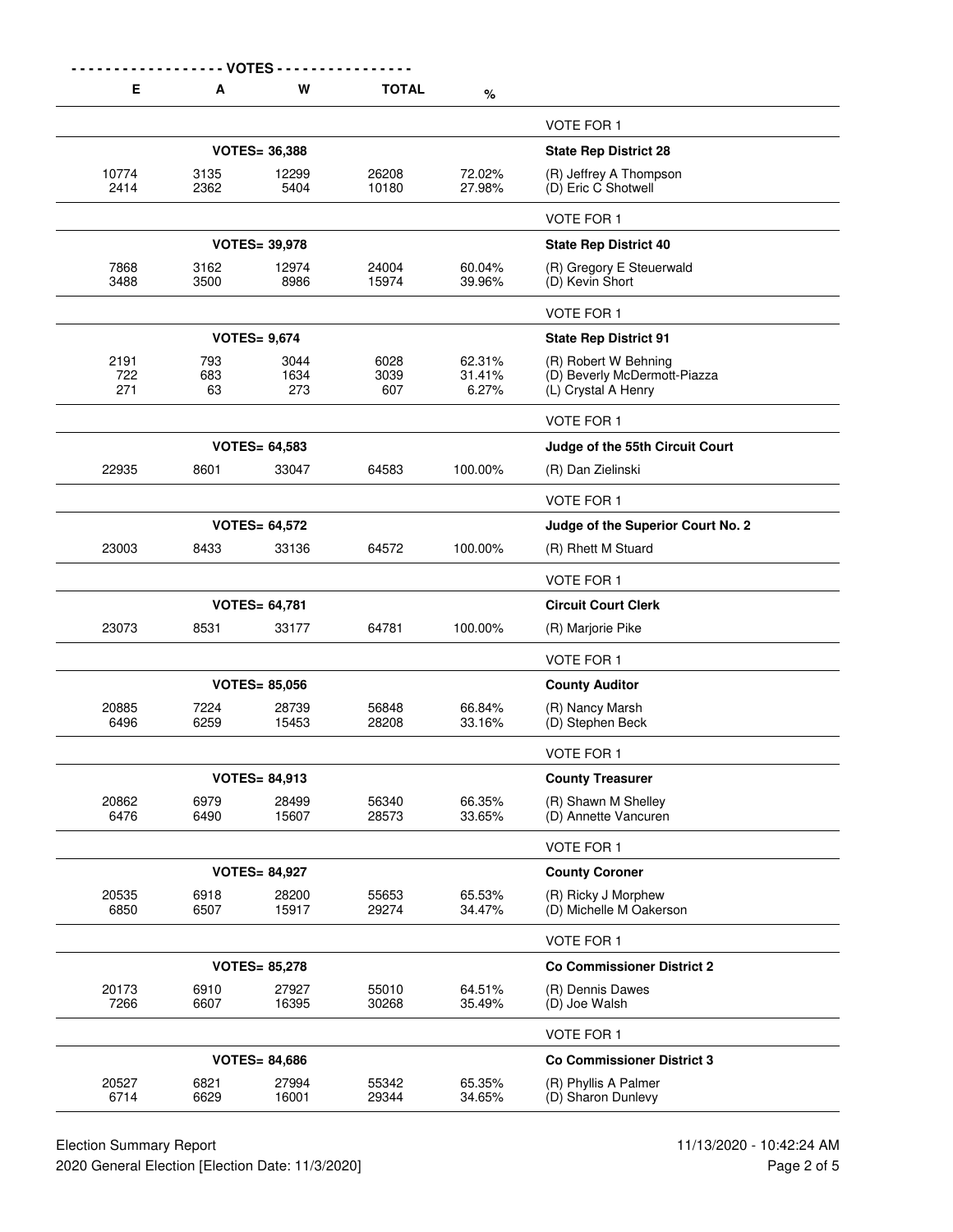| E | A | W | TOTAL | % | |
|---|---|---|---|---|---|
| | | | | | VOTE FOR 1 |
| | VOTES= 36,388 | | | | **State Rep District 28** |
| 10774 | 3135 | 12299 | 26208 | 72.02% | (R) Jeffrey A Thompson |
| 2414 | 2362 | 5404 | 10180 | 27.98% | (D) Eric C Shotwell |
| | | | | | VOTE FOR 1 |
| | VOTES= 39,978 | | | | **State Rep District 40** |
| 7868 | 3162 | 12974 | 24004 | 60.04% | (R) Gregory E Steuerwald |
| 3488 | 3500 | 8986 | 15974 | 39.96% | (D) Kevin Short |
| | | | | | VOTE FOR 1 |
| | VOTES= 9,674 | | | | **State Rep District 91** |
| 2191 | 793 | 3044 | 6028 | 62.31% | (R) Robert W Behning |
| 722 | 683 | 1634 | 3039 | 31.41% | (D) Beverly McDermott-Piazza |
| 271 | 63 | 273 | 607 | 6.27% | (L) Crystal A Henry |
| | | | | | VOTE FOR 1 |
| | VOTES= 64,583 | | | | **Judge of the 55th Circuit Court** |
| 22935 | 8601 | 33047 | 64583 | 100.00% | (R) Dan Zielinski |
| | | | | | VOTE FOR 1 |
| | VOTES= 64,572 | | | | **Judge of the Superior Court No. 2** |
| 23003 | 8433 | 33136 | 64572 | 100.00% | (R) Rhett M Stuard |
| | | | | | VOTE FOR 1 |
| | VOTES= 64,781 | | | | **Circuit Court Clerk** |
| 23073 | 8531 | 33177 | 64781 | 100.00% | (R) Marjorie Pike |
| | | | | | VOTE FOR 1 |
| | VOTES= 85,056 | | | | **County Auditor** |
| 20885 | 7224 | 28739 | 56848 | 66.84% | (R) Nancy Marsh |
| 6496 | 6259 | 15453 | 28208 | 33.16% | (D) Stephen Beck |
| | | | | | VOTE FOR 1 |
| | VOTES= 84,913 | | | | **County Treasurer** |
| 20862 | 6979 | 28499 | 56340 | 66.35% | (R) Shawn M Shelley |
| 6476 | 6490 | 15607 | 28573 | 33.65% | (D) Annette Vancuren |
| | | | | | VOTE FOR 1 |
| | VOTES= 84,927 | | | | **County Coroner** |
| 20535 | 6918 | 28200 | 55653 | 65.53% | (R) Ricky J Morphew |
| 6850 | 6507 | 15917 | 29274 | 34.47% | (D) Michelle M Oakerson |
| | | | | | VOTE FOR 1 |
| | VOTES= 85,278 | | | | **Co Commissioner District 2** |
| 20173 | 6910 | 27927 | 55010 | 64.51% | (R) Dennis Dawes |
| 7266 | 6607 | 16395 | 30268 | 35.49% | (D) Joe Walsh |
| | | | | | VOTE FOR 1 |
| | VOTES= 84,686 | | | | **Co Commissioner District 3** |
| 20527 | 6821 | 27994 | 55342 | 65.35% | (R) Phyllis A Palmer |
| 6714 | 6629 | 16001 | 29344 | 34.65% | (D) Sharon Dunlevy |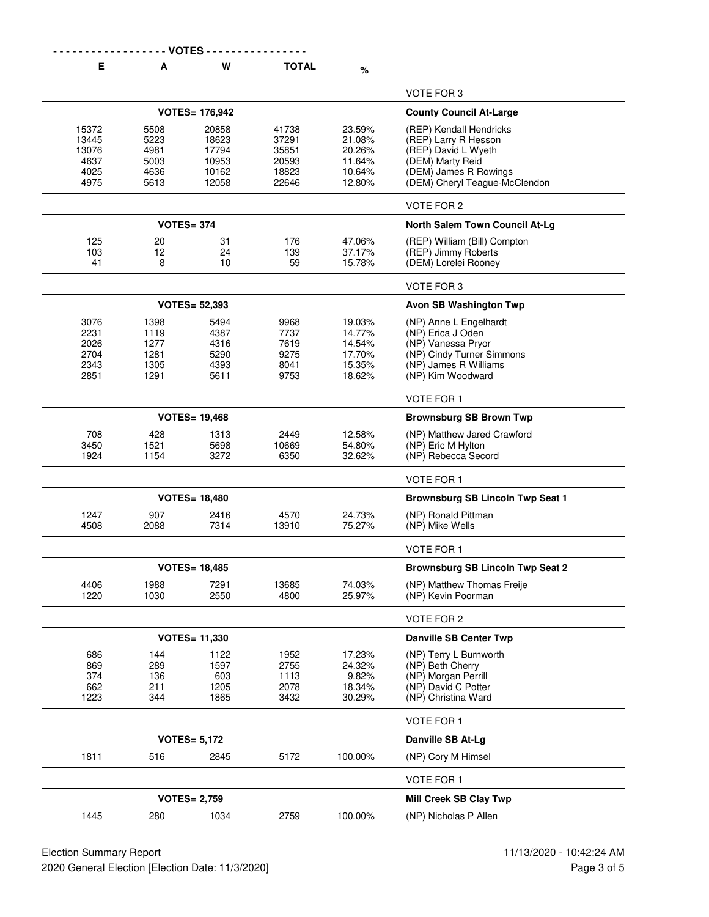| E | A | W | TOTAL | % | |
|---|---|---|---|---|---|
| | | | | | VOTE FOR 3 |
| | | VOTES= 176,942 | | | **County Council At-Large** |
| 15372 | 5508 | 20858 | 41738 | 23.59% | (REP) Kendall Hendricks |
| 13445 | 5223 | 18623 | 37291 | 21.08% | (REP) Larry R Hesson |
| 13076 | 4981 | 17794 | 35851 | 20.26% | (REP) David L Wyeth |
| 4637 | 5003 | 10953 | 20593 | 11.64% | (DEM) Marty Reid |
| 4025 | 4636 | 10162 | 18823 | 10.64% | (DEM) James R Rowings |
| 4975 | 5613 | 12058 | 22646 | 12.80% | (DEM) Cheryl Teague-McClendon |
| | | | | | VOTE FOR 2 |
| | | VOTES= 374 | | | **North Salem Town Council At-Lg** |
| 125 | 20 | 31 | 176 | 47.06% | (REP) William (Bill) Compton |
| 103 | 12 | 24 | 139 | 37.17% | (REP) Jimmy Roberts |
| 41 | 8 | 10 | 59 | 15.78% | (DEM) Lorelei Rooney |
| | | | | | VOTE FOR 3 |
| | | VOTES= 52,393 | | | **Avon SB Washington Twp** |
| 3076 | 1398 | 5494 | 9968 | 19.03% | (NP) Anne L Engelhardt |
| 2231 | 1119 | 4387 | 7737 | 14.77% | (NP) Erica J Oden |
| 2026 | 1277 | 4316 | 7619 | 14.54% | (NP) Vanessa Pryor |
| 2704 | 1281 | 5290 | 9275 | 17.70% | (NP) Cindy Turner Simmons |
| 2343 | 1305 | 4393 | 8041 | 15.35% | (NP) James R Williams |
| 2851 | 1291 | 5611 | 9753 | 18.62% | (NP) Kim Woodward |
| | | | | | VOTE FOR 1 |
| | | VOTES= 19,468 | | | **Brownsburg SB Brown Twp** |
| 708 | 428 | 1313 | 2449 | 12.58% | (NP) Matthew Jared Crawford |
| 3450 | 1521 | 5698 | 10669 | 54.80% | (NP) Eric M Hylton |
| 1924 | 1154 | 3272 | 6350 | 32.62% | (NP) Rebecca Secord |
| | | | | | VOTE FOR 1 |
| | | VOTES= 18,480 | | | **Brownsburg SB Lincoln Twp Seat 1** |
| 1247 | 907 | 2416 | 4570 | 24.73% | (NP) Ronald Pittman |
| 4508 | 2088 | 7314 | 13910 | 75.27% | (NP) Mike Wells |
| | | | | | VOTE FOR 1 |
| | | VOTES= 18,485 | | | **Brownsburg SB Lincoln Twp Seat 2** |
| 4406 | 1988 | 7291 | 13685 | 74.03% | (NP) Matthew Thomas Freije |
| 1220 | 1030 | 2550 | 4800 | 25.97% | (NP) Kevin Poorman |
| | | | | | VOTE FOR 2 |
| | | VOTES= 11,330 | | | **Danville SB Center Twp** |
| 686 | 144 | 1122 | 1952 | 17.23% | (NP) Terry L Burnworth |
| 869 | 289 | 1597 | 2755 | 24.32% | (NP) Beth Cherry |
| 374 | 136 | 603 | 1113 | 9.82% | (NP) Morgan Perrill |
| 662 | 211 | 1205 | 2078 | 18.34% | (NP) David C Potter |
| 1223 | 344 | 1865 | 3432 | 30.29% | (NP) Christina Ward |
| | | | | | VOTE FOR 1 |
| | | VOTES= 5,172 | | | **Danville SB At-Lg** |
| 1811 | 516 | 2845 | 5172 | 100.00% | (NP) Cory M Himsel |
| | | | | | VOTE FOR 1 |
| | | VOTES= 2,759 | | | **Mill Creek SB Clay Twp** |
| 1445 | 280 | 1034 | 2759 | 100.00% | (NP) Nicholas P Allen |

Election Summary Report
2020 General Election [Election Date: 11/3/2020]

11/13/2020 - 10:42:24 AM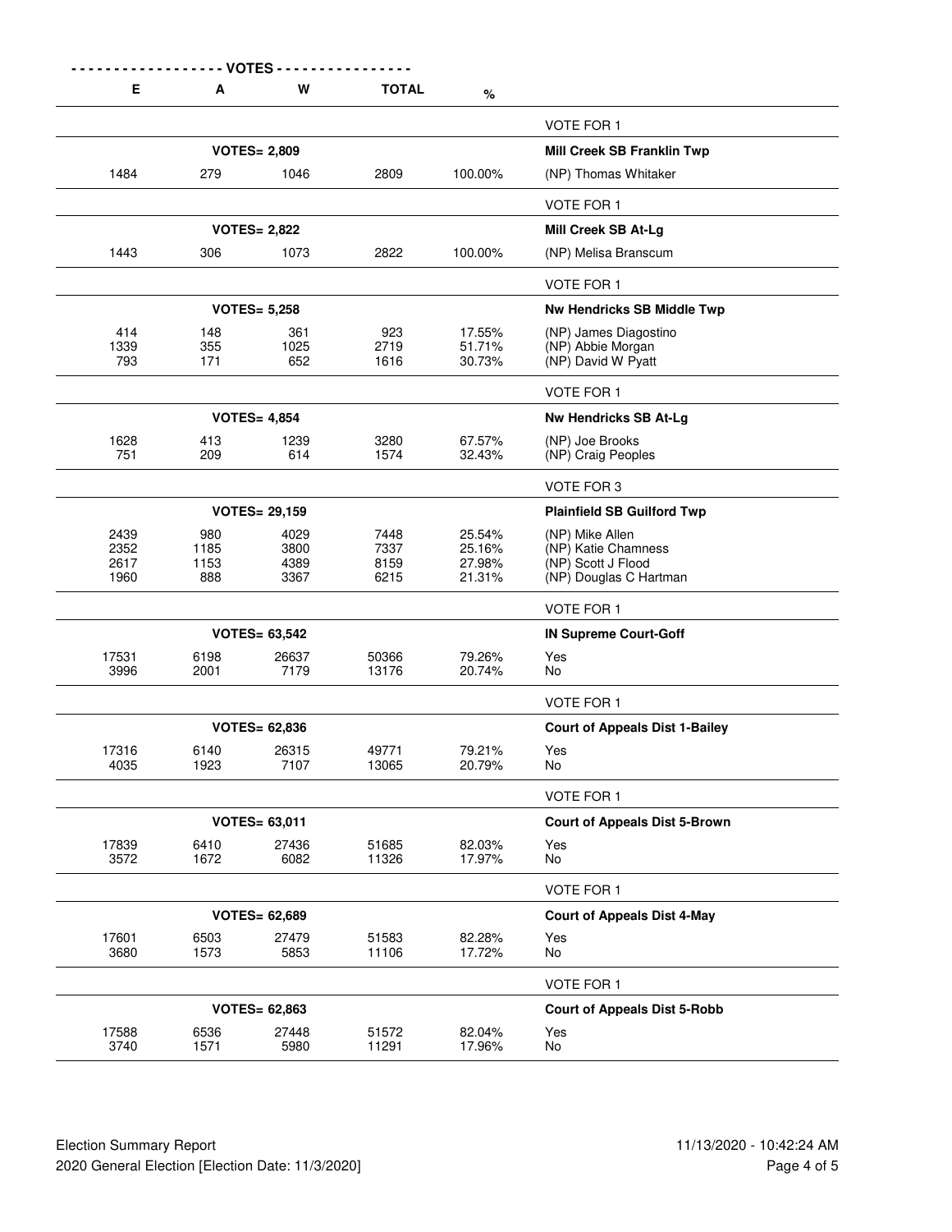| E | A | W | TOTAL | % | |
|---|---|---|---|---|---|
| | | | | | VOTE FOR 1 |
| | | VOTES= 2,809 | | | **Mill Creek SB Franklin Twp** |
| 1484 | 279 | 1046 | 2809 | 100.00% | (NP) Thomas Whitaker |
| | | | | | VOTE FOR 1 |
| | | VOTES= 2,822 | | | **Mill Creek SB At-Lg** |
| 1443 | 306 | 1073 | 2822 | 100.00% | (NP) Melisa Branscum |
| | | | | | VOTE FOR 1 |
| | | VOTES= 5,258 | | | **Nw Hendricks SB Middle Twp** |
| 414 | 148 | 361 | 923 | 17.55% | (NP) James Diagostino |
| 1339 | 355 | 1025 | 2719 | 51.71% | (NP) Abbie Morgan |
| 793 | 171 | 652 | 1616 | 30.73% | (NP) David W Pyatt |
| | | | | | VOTE FOR 1 |
| | | VOTES= 4,854 | | | **Nw Hendricks SB At-Lg** |
| 1628 | 413 | 1239 | 3280 | 67.57% | (NP) Joe Brooks |
| 751 | 209 | 614 | 1574 | 32.43% | (NP) Craig Peoples |
| | | | | | VOTE FOR 3 |
| | | VOTES= 29,159 | | | **Plainfield SB Guilford Twp** |
| 2439 | 980 | 4029 | 7448 | 25.54% | (NP) Mike Allen |
| 2352 | 1185 | 3800 | 7337 | 25.16% | (NP) Katie Chamness |
| 2617 | 1153 | 4389 | 8159 | 27.98% | (NP) Scott J Flood |
| 1960 | 888 | 3367 | 6215 | 21.31% | (NP) Douglas C Hartman |
| | | | | | VOTE FOR 1 |
| | | VOTES= 63,542 | | | **IN Supreme Court-Goff** |
| 17531 | 6198 | 26637 | 50366 | 79.26% | Yes |
| 3996 | 2001 | 7179 | 13176 | 20.74% | No |
| | | | | | VOTE FOR 1 |
| | | VOTES= 62,836 | | | **Court of Appeals Dist 1-Bailey** |
| 17316 | 6140 | 26315 | 49771 | 79.21% | Yes |
| 4035 | 1923 | 7107 | 13065 | 20.79% | No |
| | | | | | VOTE FOR 1 |
| | | VOTES= 63,011 | | | **Court of Appeals Dist 5-Brown** |
| 17839 | 6410 | 27436 | 51685 | 82.03% | Yes |
| 3572 | 1672 | 6082 | 11326 | 17.97% | No |
| | | | | | VOTE FOR 1 |
| | | VOTES= 62,689 | | | **Court of Appeals Dist 4-May** |
| 17601 | 6503 | 27479 | 51583 | 82.28% | Yes |
| 3680 | 1573 | 5853 | 11106 | 17.72% | No |
| | | | | | VOTE FOR 1 |
| | | VOTES= 62,863 | | | **Court of Appeals Dist 5-Robb** |
| 17588 | 6536 | 27448 | 51572 | 82.04% | Yes |
| 3740 | 1571 | 5980 | 11291 | 17.96% | No |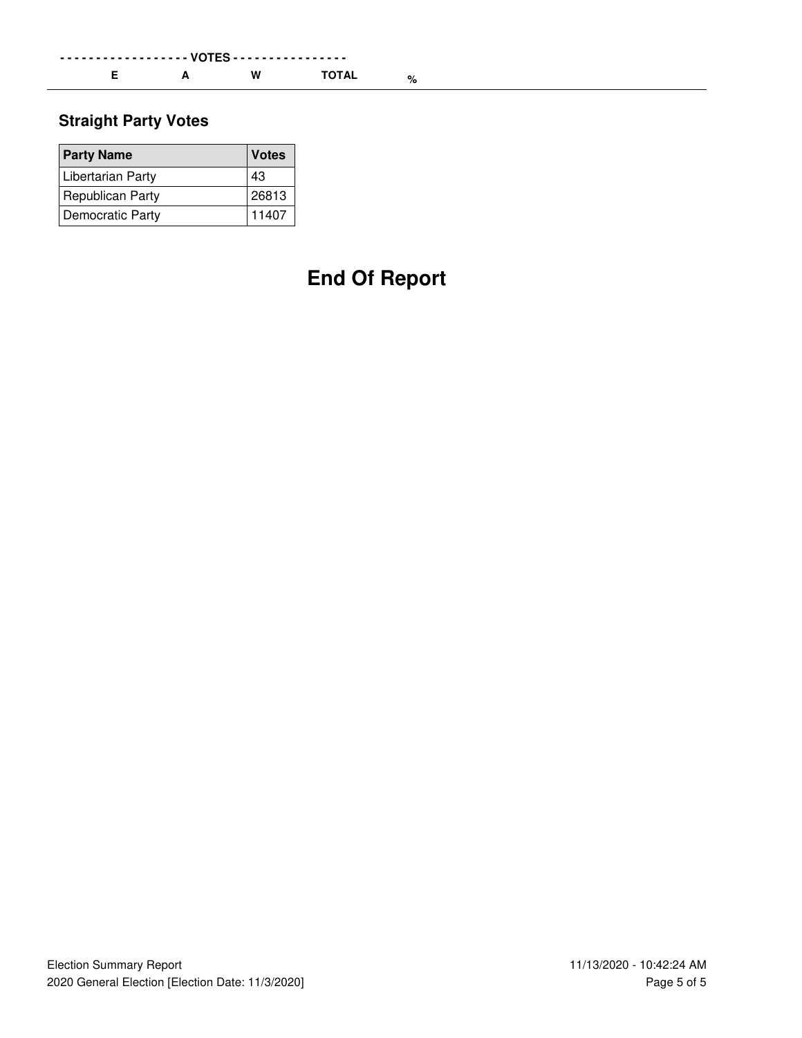| - - - - - - - - VOTES - - - - - - - - | | | | |
| --- | --- | --- | --- | --- |
| E | A | W | TOTAL | % |

## Straight Party Votes

| Party Name | Votes |
| --- | --- |
| Libertarian Party | 43 |
| Republican Party | 26813 |
| Democratic Party | 11407 |

# End Of Report